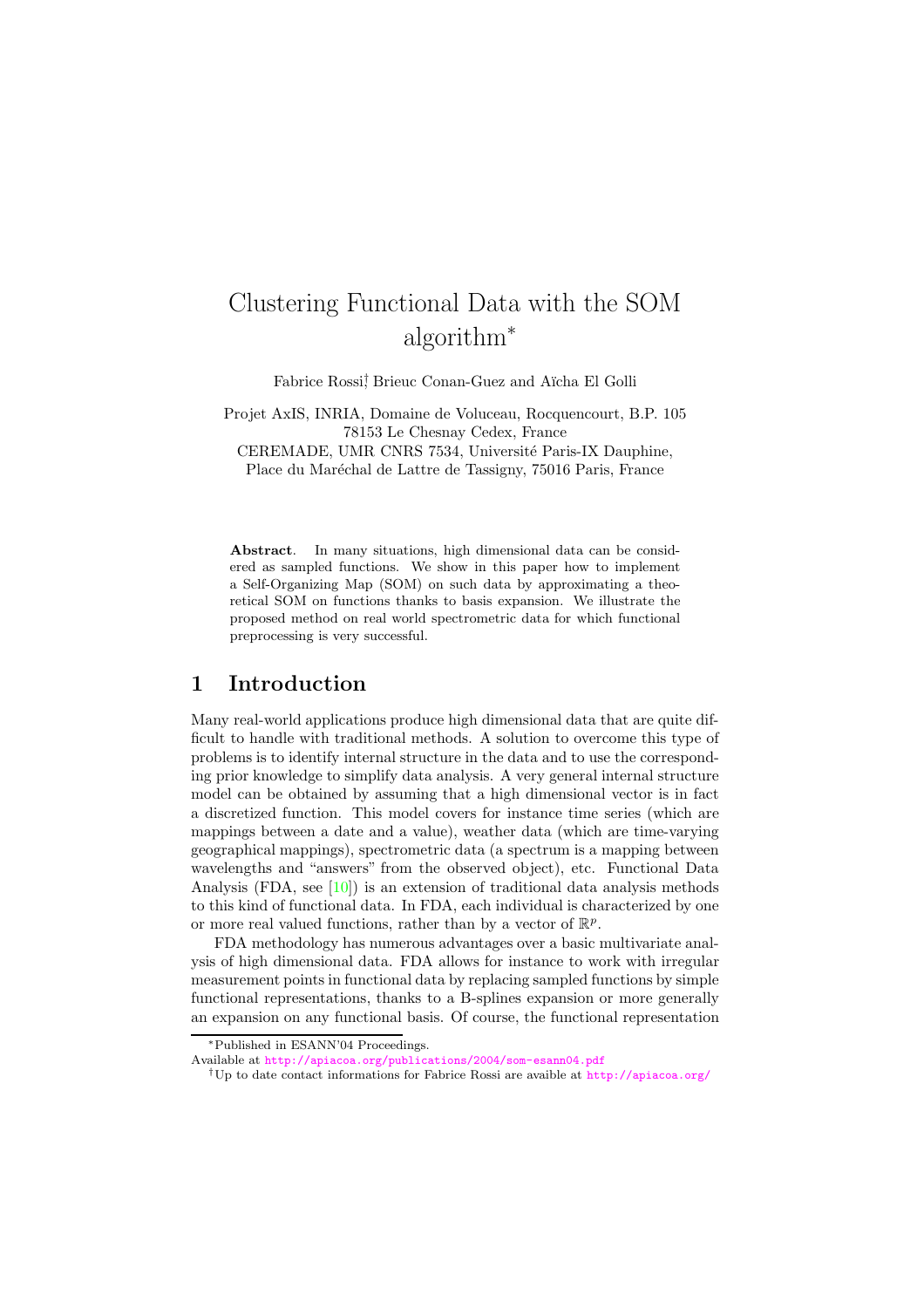# Clustering Functional Data with the SOM algorithm*

Fabrice Rossi†, Brieuc Conan-Guez and Aïcha El Golli

Projet AxIS, INRIA, Domaine de Voluceau, Rocquencourt, B.P. 105
78153 Le Chesnay Cedex, France
CEREMADE, UMR CNRS 7534, Université Paris-IX Dauphine,
Place du Maréchal de Lattre de Tassigny, 75016 Paris, France

**Abstract**. In many situations, high dimensional data can be considered as sampled functions. We show in this paper how to implement a Self-Organizing Map (SOM) on such data by approximating a theoretical SOM on functions thanks to basis expansion. We illustrate the proposed method on real world spectrometric data for which functional preprocessing is very successful.

## 1 Introduction

Many real-world applications produce high dimensional data that are quite difficult to handle with traditional methods. A solution to overcome this type of problems is to identify internal structure in the data and to use the corresponding prior knowledge to simplify data analysis. A very general internal structure model can be obtained by assuming that a high dimensional vector is in fact a discretized function. This model covers for instance time series (which are mappings between a date and a value), weather data (which are time-varying geographical mappings), spectrometric data (a spectrum is a mapping between wavelengths and "answers" from the observed object), etc. Functional Data Analysis (FDA, see [10]) is an extension of traditional data analysis methods to this kind of functional data. In FDA, each individual is characterized by one or more real valued functions, rather than by a vector of $\mathbb{R}^p$.

FDA methodology has numerous advantages over a basic multivariate analysis of high dimensional data. FDA allows for instance to work with irregular measurement points in functional data by replacing sampled functions by simple functional representations, thanks to a B-splines expansion or more generally an expansion on any functional basis. Of course, the functional representation

*Published in ESANN'04 Proceedings.
Available at http://apiacoa.org/publications/2004/som-esann04.pdf

†Up to date contact informations for Fabrice Rossi are avaible at http://apiacoa.org/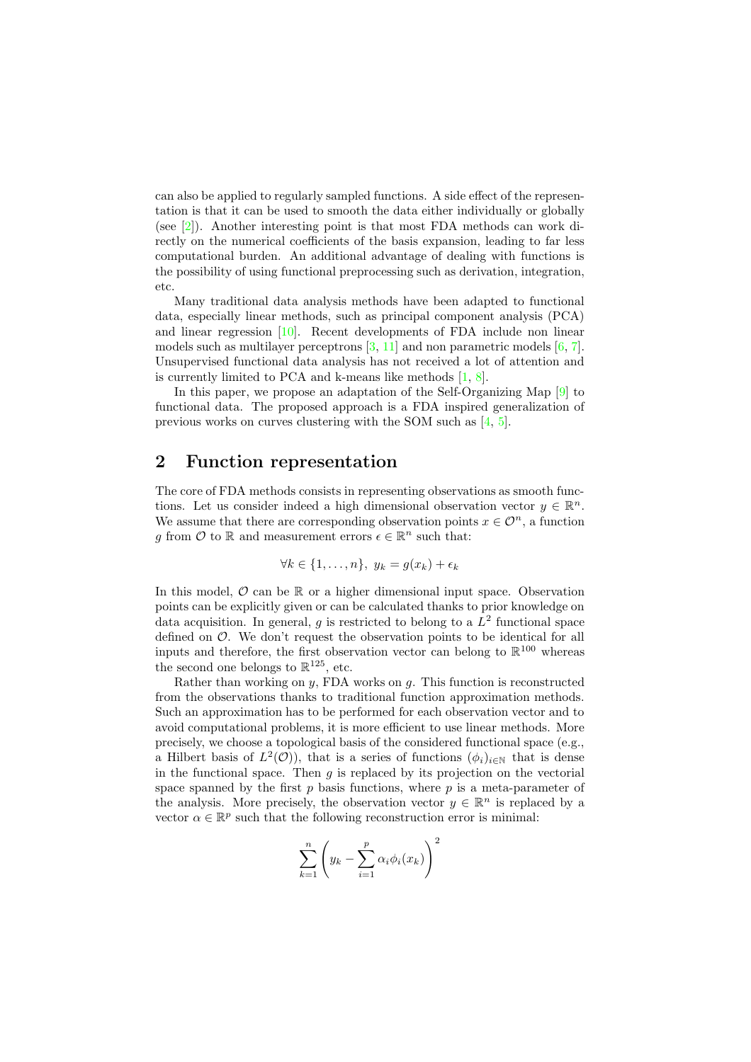can also be applied to regularly sampled functions. A side effect of the representation is that it can be used to smooth the data either individually or globally (see [2]). Another interesting point is that most FDA methods can work directly on the numerical coefficients of the basis expansion, leading to far less computational burden. An additional advantage of dealing with functions is the possibility of using functional preprocessing such as derivation, integration, etc.

Many traditional data analysis methods have been adapted to functional data, especially linear methods, such as principal component analysis (PCA) and linear regression [10]. Recent developments of FDA include non linear models such as multilayer perceptrons [3, 11] and non parametric models [6, 7]. Unsupervised functional data analysis has not received a lot of attention and is currently limited to PCA and k-means like methods [1, 8].

In this paper, we propose an adaptation of the Self-Organizing Map [9] to functional data. The proposed approach is a FDA inspired generalization of previous works on curves clustering with the SOM such as [4, 5].

## 2 Function representation

The core of FDA methods consists in representing observations as smooth functions. Let us consider indeed a high dimensional observation vector $y \in \mathbb{R}^n$. We assume that there are corresponding observation points $x \in \mathcal{O}^n$, a function $g$ from $\mathcal{O}$ to $\mathbb{R}$ and measurement errors $\epsilon \in \mathbb{R}^n$ such that:

$$\forall k \in \{1, \ldots, n\},\ y_k = g(x_k) + \epsilon_k$$

In this model, $\mathcal{O}$ can be $\mathbb{R}$ or a higher dimensional input space. Observation points can be explicitly given or can be calculated thanks to prior knowledge on data acquisition. In general, $g$ is restricted to belong to a $L^2$ functional space defined on $\mathcal{O}$. We don't request the observation points to be identical for all inputs and therefore, the first observation vector can belong to $\mathbb{R}^{100}$ whereas the second one belongs to $\mathbb{R}^{125}$, etc.

Rather than working on $y$, FDA works on $g$. This function is reconstructed from the observations thanks to traditional function approximation methods. Such an approximation has to be performed for each observation vector and to avoid computational problems, it is more efficient to use linear methods. More precisely, we choose a topological basis of the considered functional space (e.g., a Hilbert basis of $L^2(\mathcal{O})$), that is a series of functions $(\phi_i)_{i\in\mathbb{N}}$ that is dense in the functional space. Then $g$ is replaced by its projection on the vectorial space spanned by the first $p$ basis functions, where $p$ is a meta-parameter of the analysis. More precisely, the observation vector $y \in \mathbb{R}^n$ is replaced by a vector $\alpha \in \mathbb{R}^p$ such that the following reconstruction error is minimal:

$$\sum_{k=1}^{n} \left( y_k - \sum_{i=1}^{p} \alpha_i \phi_i(x_k) \right)^2$$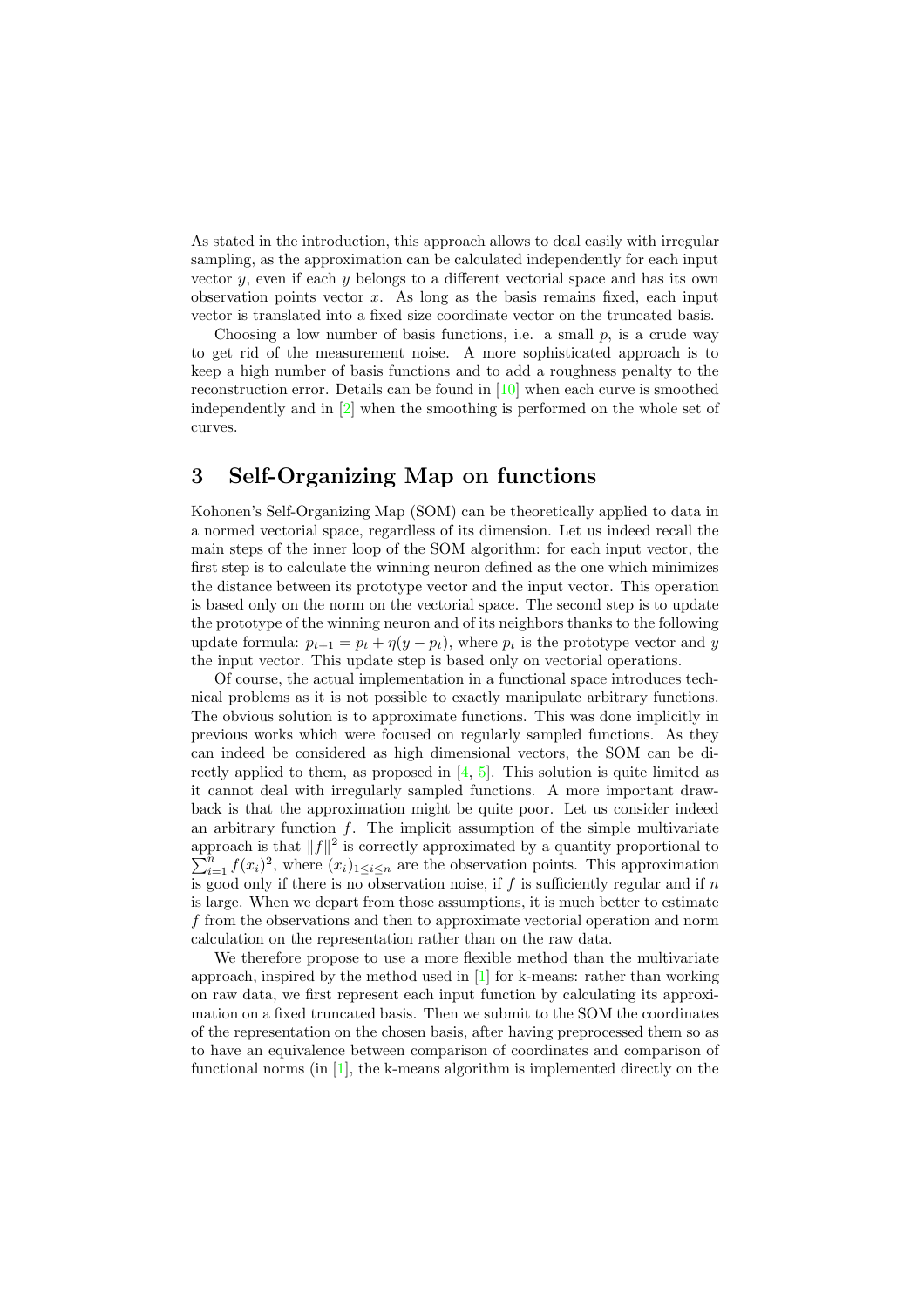As stated in the introduction, this approach allows to deal easily with irregular sampling, as the approximation can be calculated independently for each input vector $y$, even if each $y$ belongs to a different vectorial space and has its own observation points vector $x$. As long as the basis remains fixed, each input vector is translated into a fixed size coordinate vector on the truncated basis.

Choosing a low number of basis functions, i.e. a small $p$, is a crude way to get rid of the measurement noise. A more sophisticated approach is to keep a high number of basis functions and to add a roughness penalty to the reconstruction error. Details can be found in [10] when each curve is smoothed independently and in [2] when the smoothing is performed on the whole set of curves.

# 3 Self-Organizing Map on functions

Kohonen's Self-Organizing Map (SOM) can be theoretically applied to data in a normed vectorial space, regardless of its dimension. Let us indeed recall the main steps of the inner loop of the SOM algorithm: for each input vector, the first step is to calculate the winning neuron defined as the one which minimizes the distance between its prototype vector and the input vector. This operation is based only on the norm on the vectorial space. The second step is to update the prototype of the winning neuron and of its neighbors thanks to the following update formula: $p_{t+1} = p_t + \eta(y - p_t)$, where $p_t$ is the prototype vector and $y$ the input vector. This update step is based only on vectorial operations.

Of course, the actual implementation in a functional space introduces technical problems as it is not possible to exactly manipulate arbitrary functions. The obvious solution is to approximate functions. This was done implicitly in previous works which were focused on regularly sampled functions. As they can indeed be considered as high dimensional vectors, the SOM can be directly applied to them, as proposed in [4, 5]. This solution is quite limited as it cannot deal with irregularly sampled functions. A more important drawback is that the approximation might be quite poor. Let us consider indeed an arbitrary function $f$. The implicit assumption of the simple multivariate approach is that $\|f\|^2$ is correctly approximated by a quantity proportional to $\sum_{i=1}^{n} f(x_i)^2$, where $(x_i)_{1\leq i\leq n}$ are the observation points. This approximation is good only if there is no observation noise, if $f$ is sufficiently regular and if $n$ is large. When we depart from those assumptions, it is much better to estimate $f$ from the observations and then to approximate vectorial operation and norm calculation on the representation rather than on the raw data.

We therefore propose to use a more flexible method than the multivariate approach, inspired by the method used in [1] for k-means: rather than working on raw data, we first represent each input function by calculating its approximation on a fixed truncated basis. Then we submit to the SOM the coordinates of the representation on the chosen basis, after having preprocessed them so as to have an equivalence between comparison of coordinates and comparison of functional norms (in [1], the k-means algorithm is implemented directly on the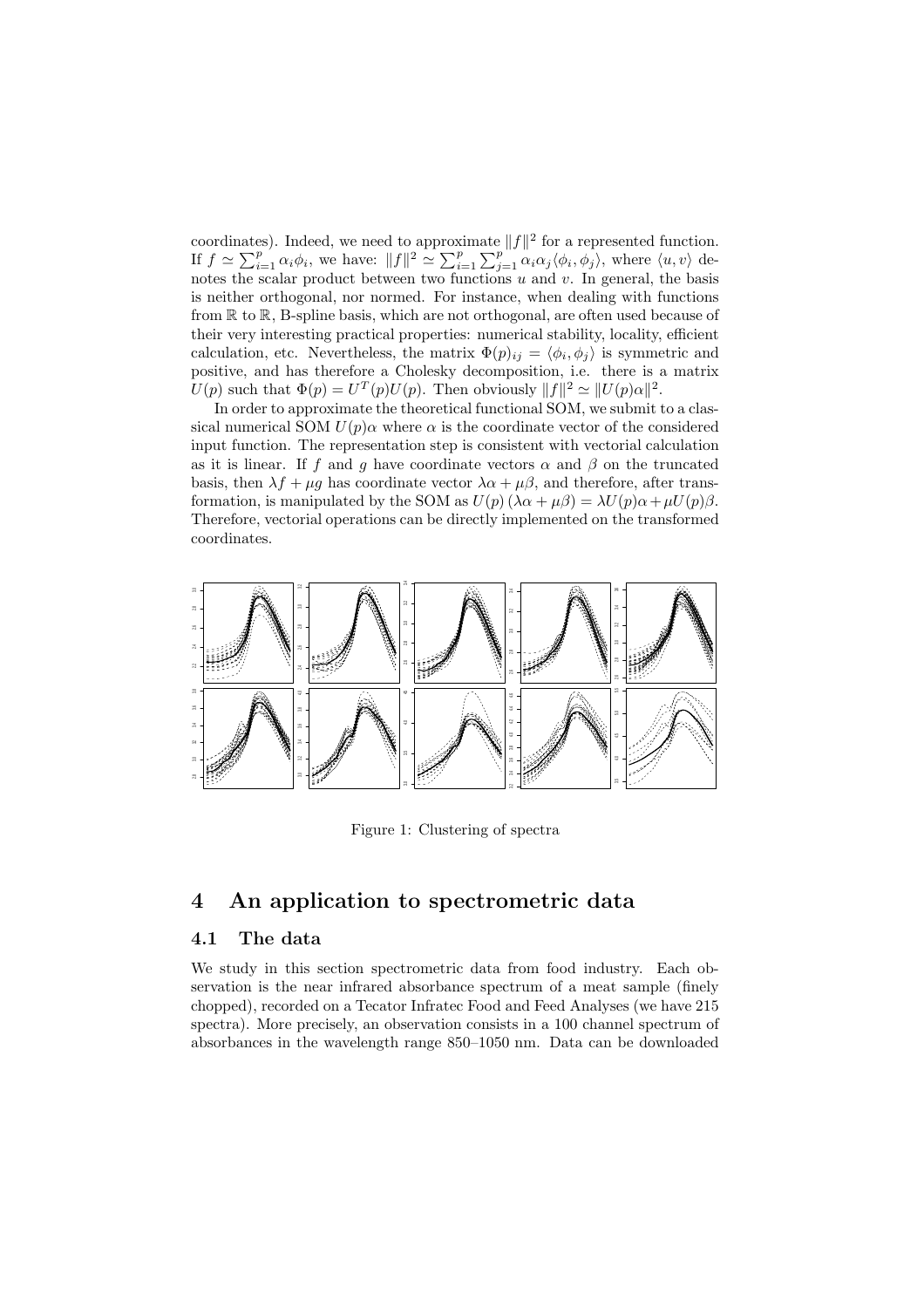coordinates). Indeed, we need to approximate $\|f\|^2$ for a represented function. If $f \simeq \sum_{i=1}^{p} \alpha_i \phi_i$, we have: $\|f\|^2 \simeq \sum_{i=1}^{p} \sum_{j=1}^{p} \alpha_i \alpha_j \langle \phi_i, \phi_j \rangle$, where $\langle u, v \rangle$ denotes the scalar product between two functions $u$ and $v$. In general, the basis is neither orthogonal, nor normed. For instance, when dealing with functions from $\mathbb{R}$ to $\mathbb{R}$, B-spline basis, which are not orthogonal, are often used because of their very interesting practical properties: numerical stability, locality, efficient calculation, etc. Nevertheless, the matrix $\Phi(p)_{ij} = \langle \phi_i, \phi_j \rangle$ is symmetric and positive, and has therefore a Cholesky decomposition, i.e. there is a matrix $U(p)$ such that $\Phi(p) = U^T(p)U(p)$. Then obviously $\|f\|^2 \simeq \|U(p)\alpha\|^2$.

In order to approximate the theoretical functional SOM, we submit to a classical numerical SOM $U(p)\alpha$ where $\alpha$ is the coordinate vector of the considered input function. The representation step is consistent with vectorial calculation as it is linear. If $f$ and $g$ have coordinate vectors $\alpha$ and $\beta$ on the truncated basis, then $\lambda f + \mu g$ has coordinate vector $\lambda\alpha + \mu\beta$, and therefore, after transformation, is manipulated by the SOM as $U(p)(\lambda\alpha + \mu\beta) = \lambda U(p)\alpha + \mu U(p)\beta$. Therefore, vectorial operations can be directly implemented on the transformed coordinates.

Figure 1: Clustering of spectra

# 4 An application to spectrometric data

## 4.1 The data

We study in this section spectrometric data from food industry. Each observation is the near infrared absorbance spectrum of a meat sample (finely chopped), recorded on a Tecator Infratec Food and Feed Analyses (we have 215 spectra). More precisely, an observation consists in a 100 channel spectrum of absorbances in the wavelength range 850–1050 nm. Data can be downloaded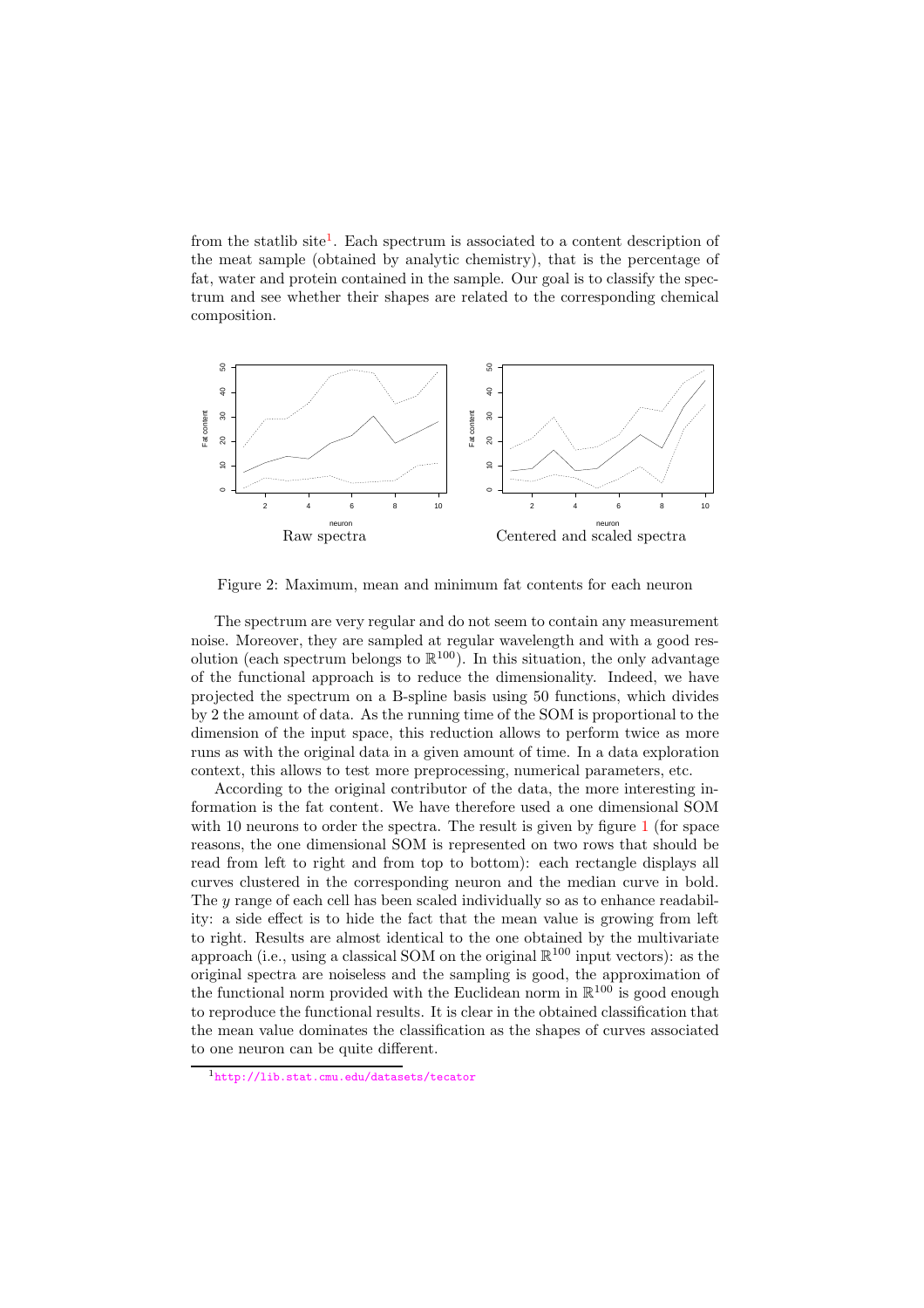from the statlib site[1]. Each spectrum is associated to a content description of the meat sample (obtained by analytic chemistry), that is the percentage of fat, water and protein contained in the sample. Our goal is to classify the spectrum and see whether their shapes are related to the corresponding chemical composition.

Raw spectra    Centered and scaled spectra

Figure 2: Maximum, mean and minimum fat contents for each neuron

The spectrum are very regular and do not seem to contain any measurement noise. Moreover, they are sampled at regular wavelength and with a good resolution (each spectrum belongs to $\mathbb{R}^{100}$). In this situation, the only advantage of the functional approach is to reduce the dimensionality. Indeed, we have projected the spectrum on a B-spline basis using 50 functions, which divides by 2 the amount of data. As the running time of the SOM is proportional to the dimension of the input space, this reduction allows to perform twice as more runs as with the original data in a given amount of time. In a data exploration context, this allows to test more preprocessing, numerical parameters, etc.

According to the original contributor of the data, the more interesting information is the fat content. We have therefore used a one dimensional SOM with 10 neurons to order the spectra. The result is given by figure 1 (for space reasons, the one dimensional SOM is represented on two rows that should be read from left to right and from top to bottom): each rectangle displays all curves clustered in the corresponding neuron and the median curve in bold. The $y$ range of each cell has been scaled individually so as to enhance readability: a side effect is to hide the fact that the mean value is growing from left to right. Results are almost identical to the one obtained by the multivariate approach (i.e., using a classical SOM on the original $\mathbb{R}^{100}$ input vectors): as the original spectra are noiseless and the sampling is good, the approximation of the functional norm provided with the Euclidean norm in $\mathbb{R}^{100}$ is good enough to reproduce the functional results. It is clear in the obtained classification that the mean value dominates the classification as the shapes of curves associated to one neuron can be quite different.

[1] http://lib.stat.cmu.edu/datasets/tecator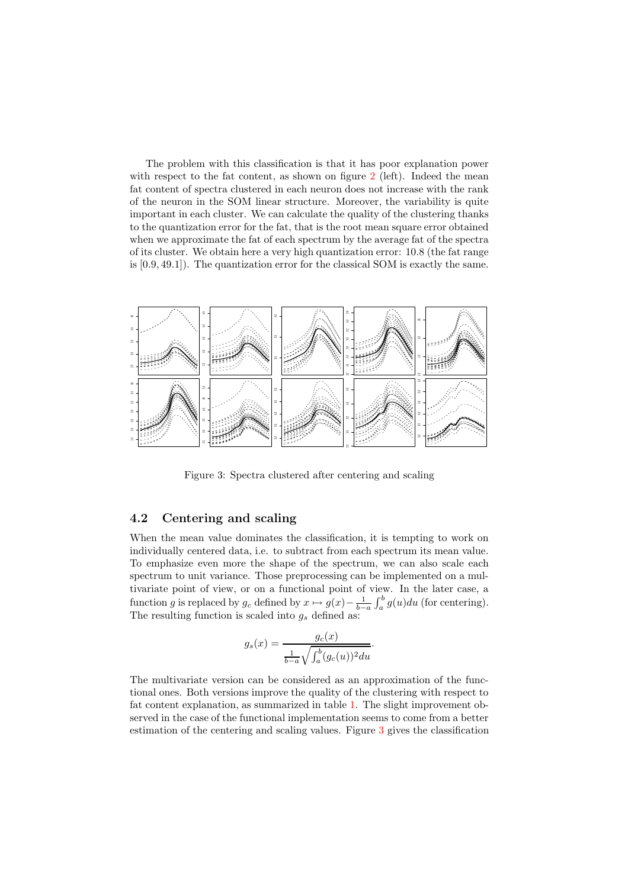The problem with this classification is that it has poor explanation power with respect to the fat content, as shown on figure 2 (left). Indeed the mean fat content of spectra clustered in each neuron does not increase with the rank of the neuron in the SOM linear structure. Moreover, the variability is quite important in each cluster. We can calculate the quality of the clustering thanks to the quantization error for the fat, that is the root mean square error obtained when we approximate the fat of each spectrum by the average fat of the spectra of its cluster. We obtain here a very high quantization error: 10.8 (the fat range is $[0.9, 49.1]$). The quantization error for the classical SOM is exactly the same.

Figure 3: Spectra clustered after centering and scaling

## 4.2 Centering and scaling

When the mean value dominates the classification, it is tempting to work on individually centered data, i.e. to subtract from each spectrum its mean value. To emphasize even more the shape of the spectrum, we can also scale each spectrum to unit variance. Those preprocessing can be implemented on a multivariate point of view, or on a functional point of view. In the later case, a function $g$ is replaced by $g_c$ defined by $x \mapsto g(x) - \frac{1}{b-a}\int_a^b g(u)du$ (for centering). The resulting function is scaled into $g_s$ defined as:

$$g_s(x) = \frac{g_c(x)}{\frac{1}{b-a}\sqrt{\int_a^b (g_c(u))^2 du}}.$$

The multivariate version can be considered as an approximation of the functional ones. Both versions improve the quality of the clustering with respect to fat content explanation, as summarized in table 1. The slight improvement observed in the case of the functional implementation seems to come from a better estimation of the centering and scaling values. Figure 3 gives the classification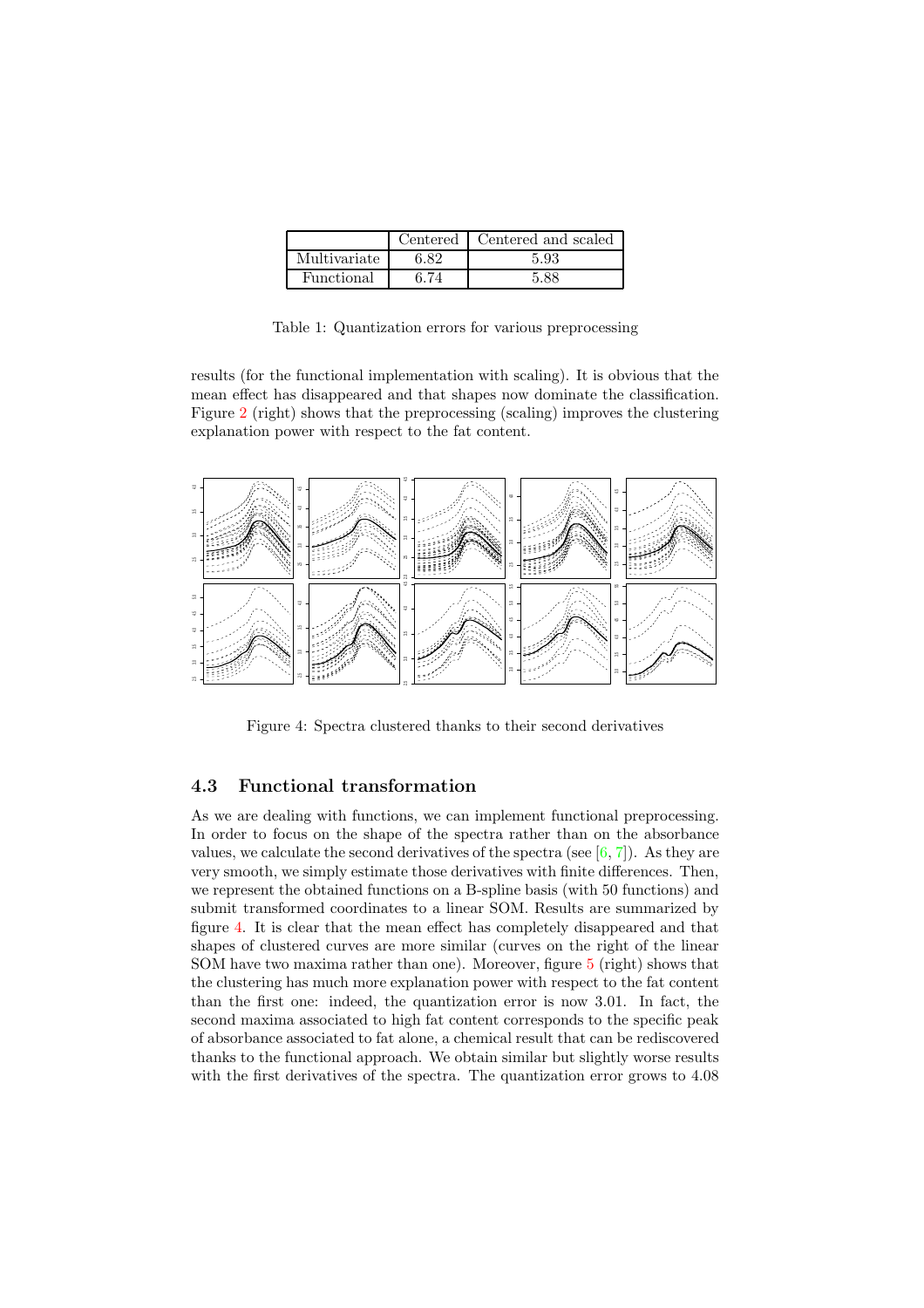|  | Centered | Centered and scaled |
|---|---|---|
| Multivariate | 6.82 | 5.93 |
| Functional | 6.74 | 5.88 |

Table 1: Quantization errors for various preprocessing

results (for the functional implementation with scaling). It is obvious that the mean effect has disappeared and that shapes now dominate the classification. Figure 2 (right) shows that the preprocessing (scaling) improves the clustering explanation power with respect to the fat content.

Figure 4: Spectra clustered thanks to their second derivatives

### 4.3 Functional transformation

As we are dealing with functions, we can implement functional preprocessing. In order to focus on the shape of the spectra rather than on the absorbance values, we calculate the second derivatives of the spectra (see [6, 7]). As they are very smooth, we simply estimate those derivatives with finite differences. Then, we represent the obtained functions on a B-spline basis (with 50 functions) and submit transformed coordinates to a linear SOM. Results are summarized by figure 4. It is clear that the mean effect has completely disappeared and that shapes of clustered curves are more similar (curves on the right of the linear SOM have two maxima rather than one). Moreover, figure 5 (right) shows that the clustering has much more explanation power with respect to the fat content than the first one: indeed, the quantization error is now 3.01. In fact, the second maxima associated to high fat content corresponds to the specific peak of absorbance associated to fat alone, a chemical result that can be rediscovered thanks to the functional approach. We obtain similar but slightly worse results with the first derivatives of the spectra. The quantization error grows to 4.08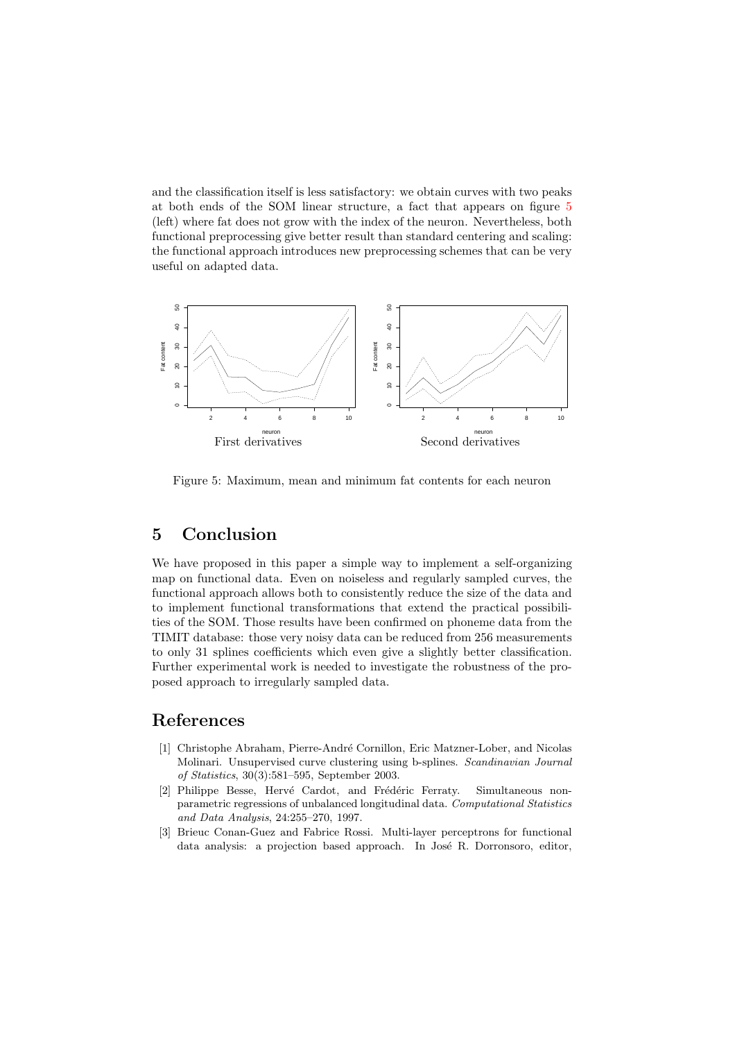and the classification itself is less satisfactory: we obtain curves with two peaks at both ends of the SOM linear structure, a fact that appears on figure 5 (left) where fat does not grow with the index of the neuron. Nevertheless, both functional preprocessing give better result than standard centering and scaling: the functional approach introduces new preprocessing schemes that can be very useful on adapted data.

First derivatives

Second derivatives

Figure 5: Maximum, mean and minimum fat contents for each neuron

## 5 Conclusion

We have proposed in this paper a simple way to implement a self-organizing map on functional data. Even on noiseless and regularly sampled curves, the functional approach allows both to consistently reduce the size of the data and to implement functional transformations that extend the practical possibilities of the SOM. Those results have been confirmed on phoneme data from the TIMIT database: those very noisy data can be reduced from 256 measurements to only 31 splines coefficients which even give a slightly better classification. Further experimental work is needed to investigate the robustness of the proposed approach to irregularly sampled data.

## References

[1] Christophe Abraham, Pierre-André Cornillon, Eric Matzner-Lober, and Nicolas Molinari. Unsupervised curve clustering using b-splines. *Scandinavian Journal of Statistics*, 30(3):581–595, September 2003.

[2] Philippe Besse, Hervé Cardot, and Frédéric Ferraty. Simultaneous non-parametric regressions of unbalanced longitudinal data. *Computational Statistics and Data Analysis*, 24:255–270, 1997.

[3] Brieuc Conan-Guez and Fabrice Rossi. Multi-layer perceptrons for functional data analysis: a projection based approach. In José R. Dorronsoro, editor,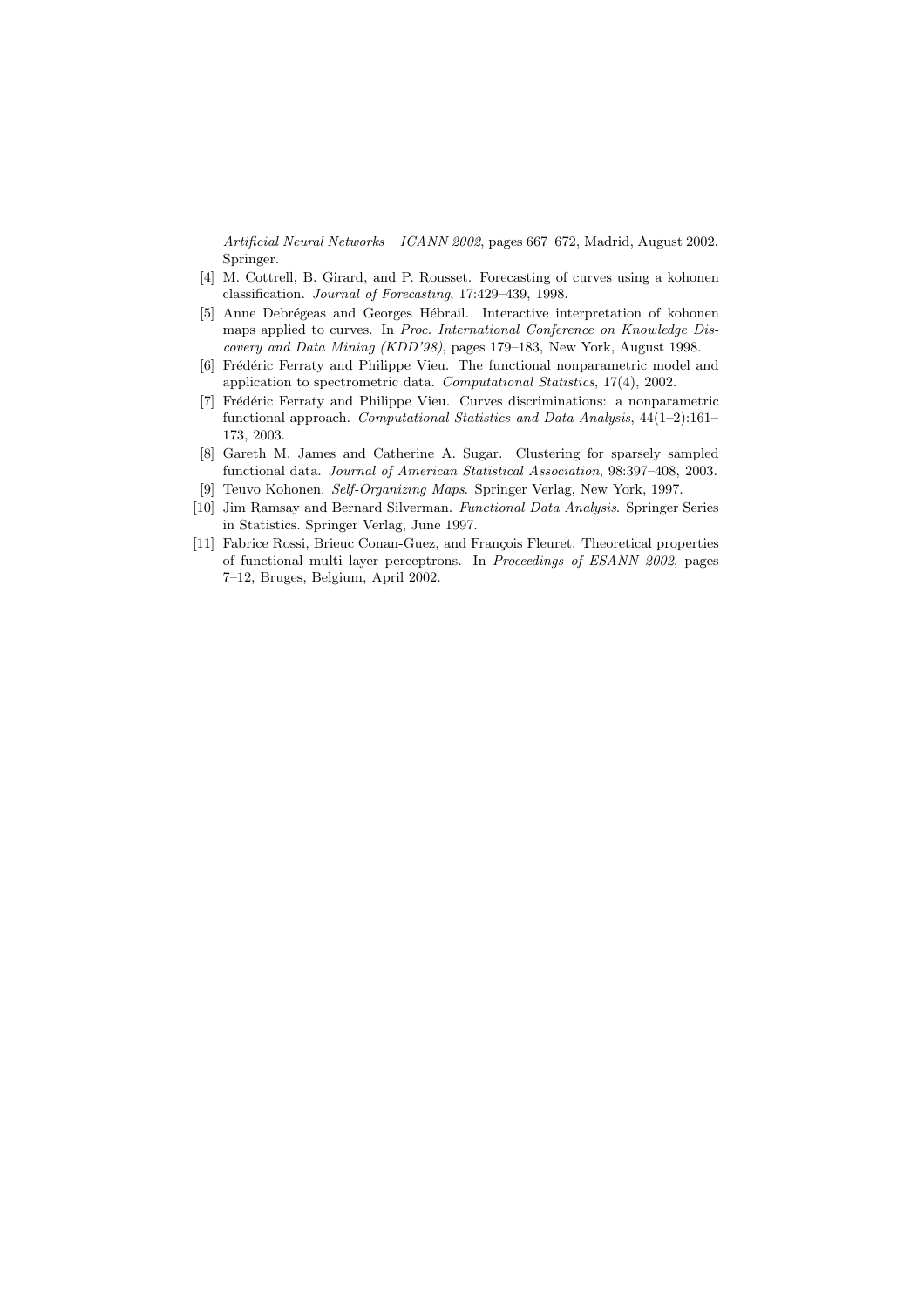*Artificial Neural Networks – ICANN 2002*, pages 667–672, Madrid, August 2002. Springer.

[4] M. Cottrell, B. Girard, and P. Rousset. Forecasting of curves using a kohonen classification. *Journal of Forecasting*, 17:429–439, 1998.

[5] Anne Debrégeas and Georges Hébrail. Interactive interpretation of kohonen maps applied to curves. In *Proc. International Conference on Knowledge Discovery and Data Mining (KDD'98)*, pages 179–183, New York, August 1998.

[6] Frédéric Ferraty and Philippe Vieu. The functional nonparametric model and application to spectrometric data. *Computational Statistics*, 17(4), 2002.

[7] Frédéric Ferraty and Philippe Vieu. Curves discriminations: a nonparametric functional approach. *Computational Statistics and Data Analysis*, 44(1–2):161–173, 2003.

[8] Gareth M. James and Catherine A. Sugar. Clustering for sparsely sampled functional data. *Journal of American Statistical Association*, 98:397–408, 2003.

[9] Teuvo Kohonen. *Self-Organizing Maps*. Springer Verlag, New York, 1997.

[10] Jim Ramsay and Bernard Silverman. *Functional Data Analysis*. Springer Series in Statistics. Springer Verlag, June 1997.

[11] Fabrice Rossi, Brieuc Conan-Guez, and François Fleuret. Theoretical properties of functional multi layer perceptrons. In *Proceedings of ESANN 2002*, pages 7–12, Bruges, Belgium, April 2002.